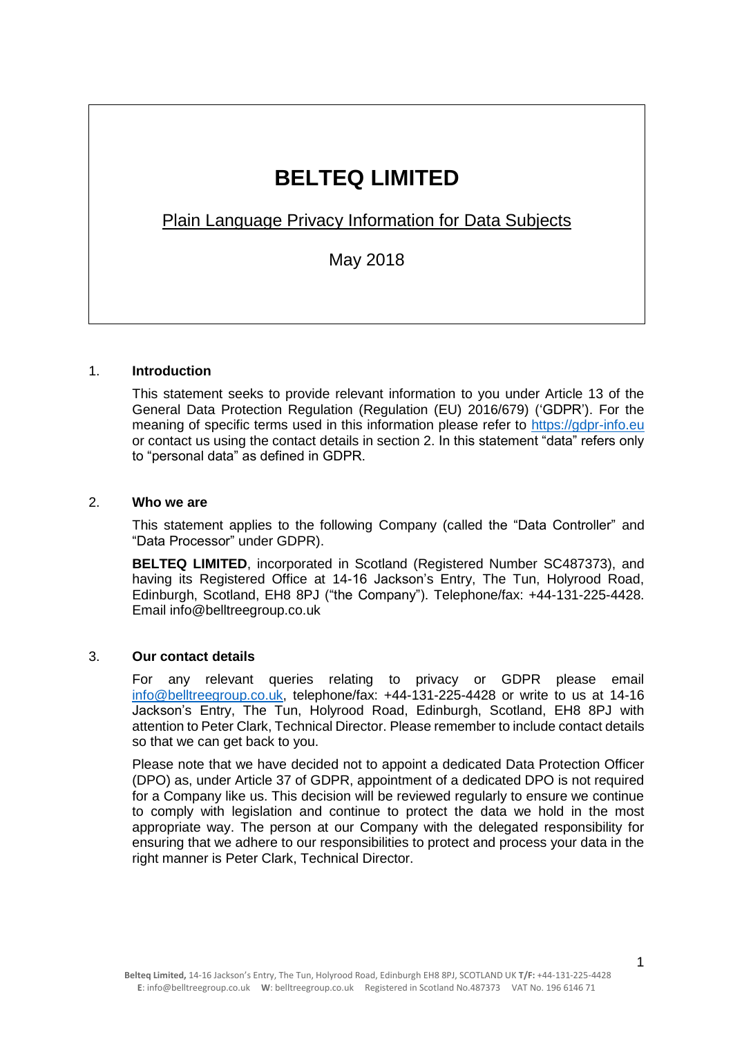# BELTEQ LIMITED

Plain Language Privacy Information for Data Subjects

May 2018

## 1. Introduction

This statement seeks to provide relevant information to you under Article 13 of the General Data Protection Regulation (Regulation (EU) 2016/679) ('GDPR'). For the meaning of specific terms used in this information please refer to https://gdpr-info.eu or contact us using the contact details in section 2. In this statement "data" refers only to "personal data" as defined in GDPR.

## 2. Who we are

This statement applies to the following Company (called the "Data Controller" and "Data Processor" under GDPR).

**BELTEQ LIMITED**, incorporated in Scotland (Registered Number SC487373), and having its Registered Office at 14-16 Jackson's Entry, The Tun, Holyrood Road, Edinburgh, Scotland, EH8 8PJ ("the Company"). Telephone/fax: +44-131-225-4428. Email info@belltreegroup.co.uk

## 3. Our contact details

For any relevant queries relating to privacy or GDPR please email info@belltreegroup.co.uk, telephone/fax: +44-131-225-4428 or write to us at 14-16 Jackson's Entry, The Tun, Holyrood Road, Edinburgh, Scotland, EH8 8PJ with attention to Peter Clark, Technical Director. Please remember to include contact details so that we can get back to you.

Please note that we have decided not to appoint a dedicated Data Protection Officer (DPO) as, under Article 37 of GDPR, appointment of a dedicated DPO is not required for a Company like us. This decision will be reviewed regularly to ensure we continue to comply with legislation and continue to protect the data we hold in the most appropriate way. The person at our Company with the delegated responsibility for ensuring that we adhere to our responsibilities to protect and process your data in the right manner is Peter Clark, Technical Director.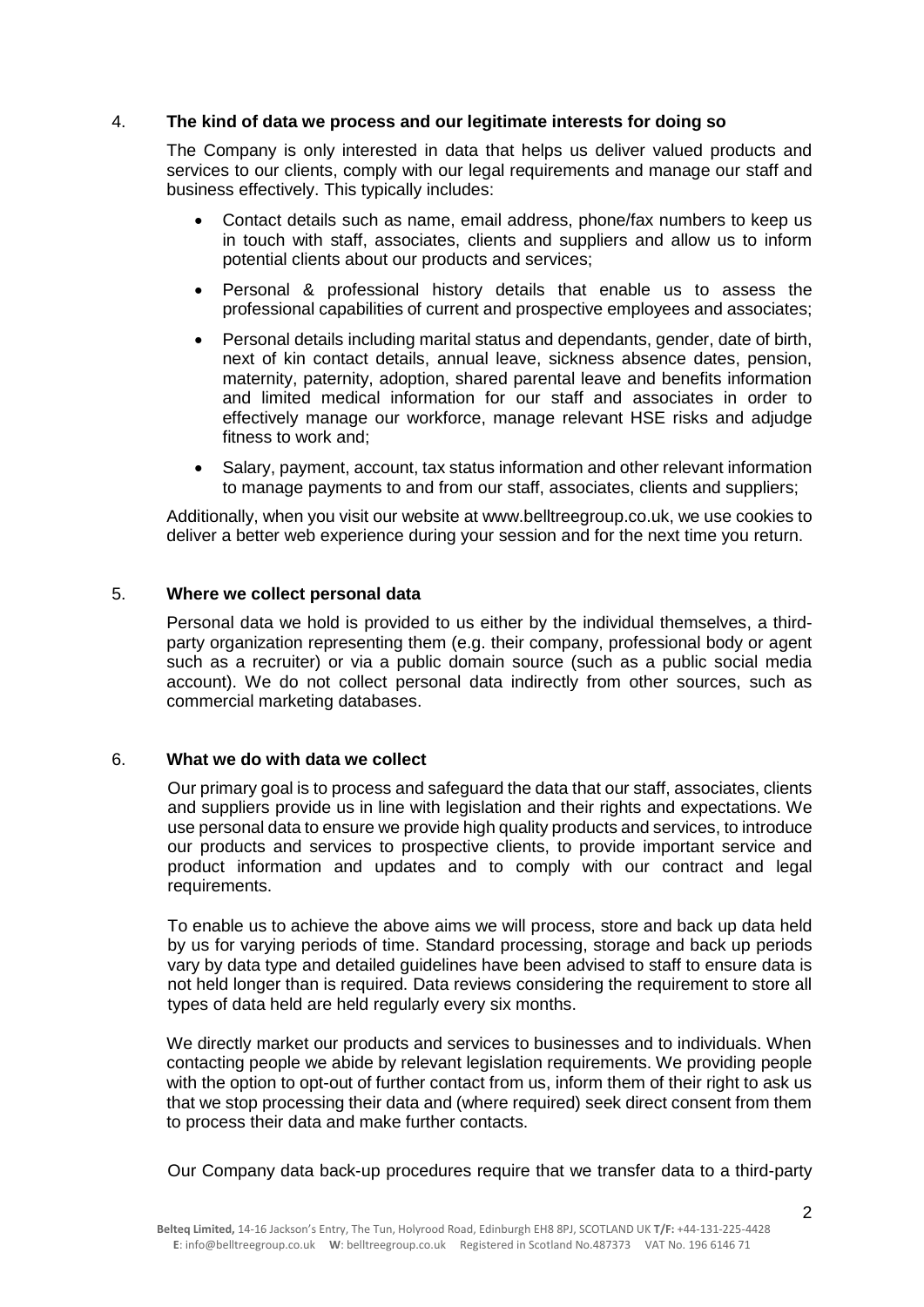## 4. The kind of data we process and our legitimate interests for doing so

The Company is only interested in data that helps us deliver valued products and services to our clients, comply with our legal requirements and manage our staff and business effectively. This typically includes:

- Contact details such as name, email address, phone/fax numbers to keep us in touch with staff, associates, clients and suppliers and allow us to inform potential clients about our products and services;
- Personal & professional history details that enable us to assess the professional capabilities of current and prospective employees and associates;
- Personal details including marital status and dependants, gender, date of birth, next of kin contact details, annual leave, sickness absence dates, pension, maternity, paternity, adoption, shared parental leave and benefits information and limited medical information for our staff and associates in order to effectively manage our workforce, manage relevant HSE risks and adjudge fitness to work and;
- Salary, payment, account, tax status information and other relevant information to manage payments to and from our staff, associates, clients and suppliers;

Additionally, when you visit our website at www.belltreegroup.co.uk, we use cookies to deliver a better web experience during your session and for the next time you return.

## 5. Where we collect personal data

Personal data we hold is provided to us either by the individual themselves, a third-party organization representing them (e.g. their company, professional body or agent such as a recruiter) or via a public domain source (such as a public social media account). We do not collect personal data indirectly from other sources, such as commercial marketing databases.

## 6. What we do with data we collect

Our primary goal is to process and safeguard the data that our staff, associates, clients and suppliers provide us in line with legislation and their rights and expectations. We use personal data to ensure we provide high quality products and services, to introduce our products and services to prospective clients, to provide important service and product information and updates and to comply with our contract and legal requirements.

To enable us to achieve the above aims we will process, store and back up data held by us for varying periods of time. Standard processing, storage and back up periods vary by data type and detailed guidelines have been advised to staff to ensure data is not held longer than is required. Data reviews considering the requirement to store all types of data held are held regularly every six months.

We directly market our products and services to businesses and to individuals. When contacting people we abide by relevant legislation requirements. We providing people with the option to opt-out of further contact from us, inform them of their right to ask us that we stop processing their data and (where required) seek direct consent from them to process their data and make further contacts.

Our Company data back-up procedures require that we transfer data to a third-party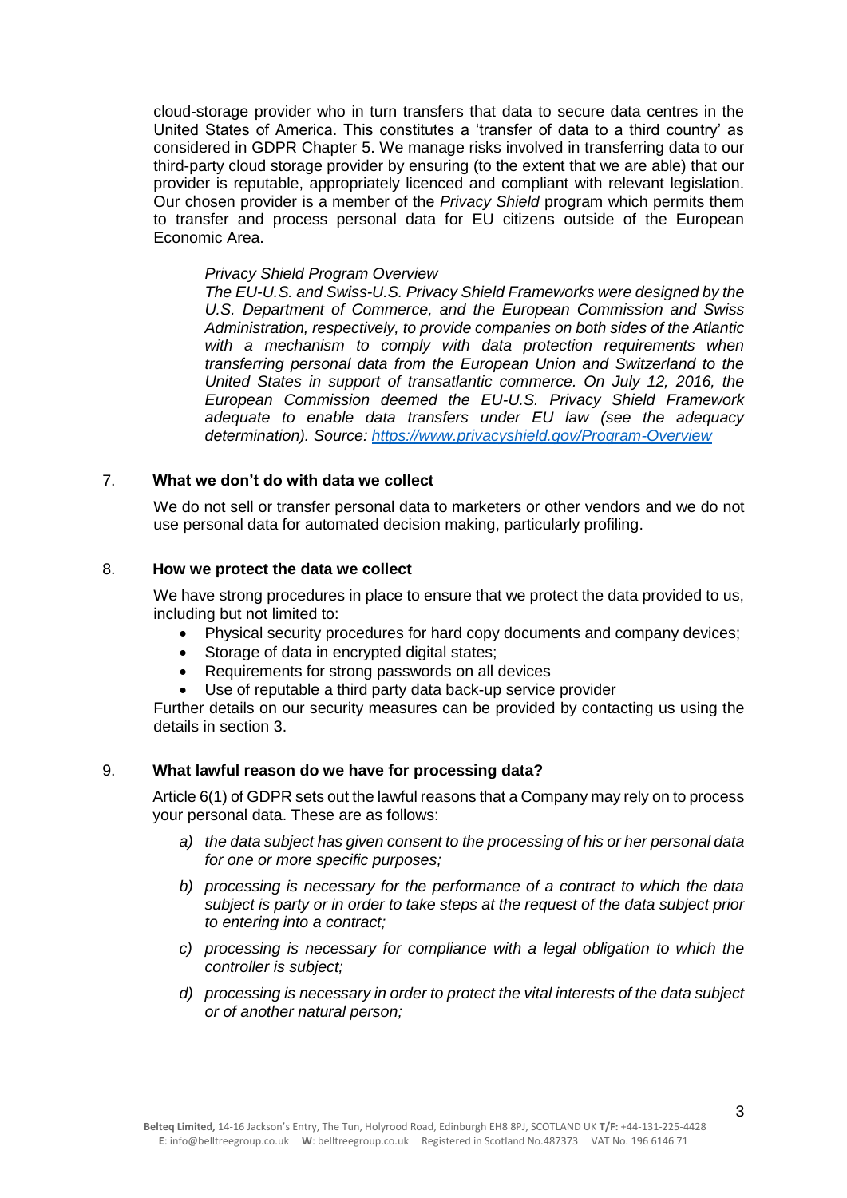cloud-storage provider who in turn transfers that data to secure data centres in the United States of America. This constitutes a 'transfer of data to a third country' as considered in GDPR Chapter 5. We manage risks involved in transferring data to our third-party cloud storage provider by ensuring (to the extent that we are able) that our provider is reputable, appropriately licenced and compliant with relevant legislation. Our chosen provider is a member of the *Privacy Shield* program which permits them to transfer and process personal data for EU citizens outside of the European Economic Area.

> *Privacy Shield Program Overview*
> *The EU-U.S. and Swiss-U.S. Privacy Shield Frameworks were designed by the U.S. Department of Commerce, and the European Commission and Swiss Administration, respectively, to provide companies on both sides of the Atlantic with a mechanism to comply with data protection requirements when transferring personal data from the European Union and Switzerland to the United States in support of transatlantic commerce. On July 12, 2016, the European Commission deemed the EU-U.S. Privacy Shield Framework adequate to enable data transfers under EU law (see the adequacy determination). Source: [https://www.privacyshield.gov/Program-Overview](https://www.privacyshield.gov/Program-Overview)*

## 7. What we don't do with data we collect

We do not sell or transfer personal data to marketers or other vendors and we do not use personal data for automated decision making, particularly profiling.

## 8. How we protect the data we collect

We have strong procedures in place to ensure that we protect the data provided to us, including but not limited to:

- Physical security procedures for hard copy documents and company devices;
- Storage of data in encrypted digital states;
- Requirements for strong passwords on all devices
- Use of reputable a third party data back-up service provider

Further details on our security measures can be provided by contacting us using the details in section 3.

## 9. What lawful reason do we have for processing data?

Article 6(1) of GDPR sets out the lawful reasons that a Company may rely on to process your personal data. These are as follows:

a) *the data subject has given consent to the processing of his or her personal data for one or more specific purposes;*

b) *processing is necessary for the performance of a contract to which the data subject is party or in order to take steps at the request of the data subject prior to entering into a contract;*

c) *processing is necessary for compliance with a legal obligation to which the controller is subject;*

d) *processing is necessary in order to protect the vital interests of the data subject or of another natural person;*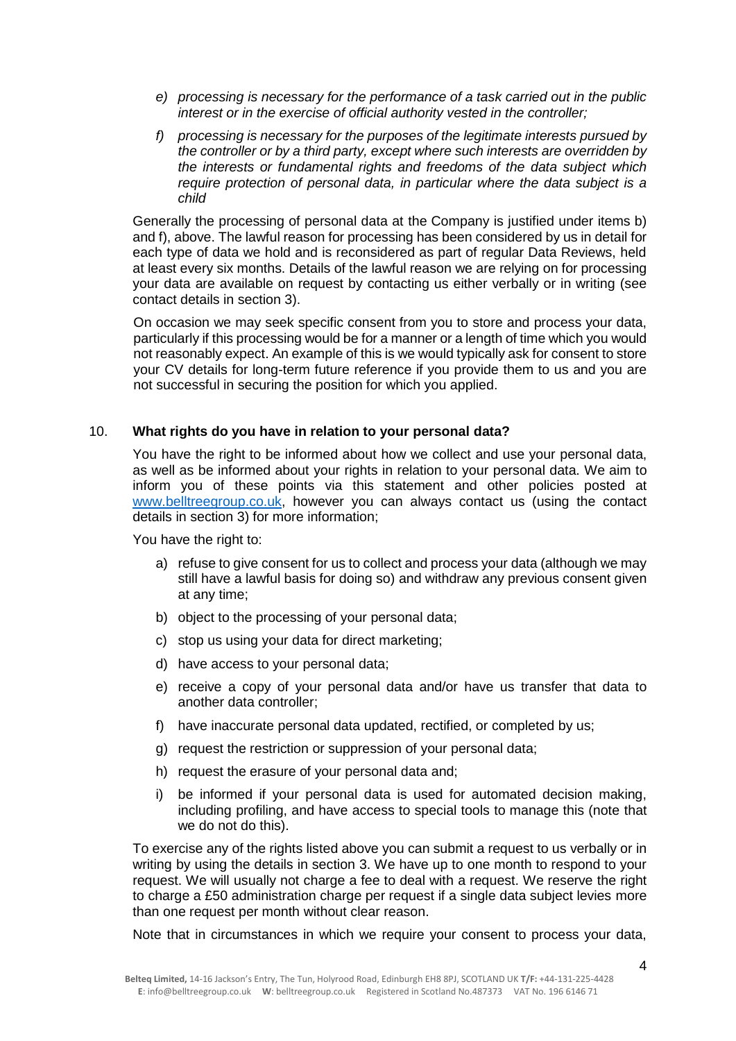*e) processing is necessary for the performance of a task carried out in the public interest or in the exercise of official authority vested in the controller;*

*f) processing is necessary for the purposes of the legitimate interests pursued by the controller or by a third party, except where such interests are overridden by the interests or fundamental rights and freedoms of the data subject which require protection of personal data, in particular where the data subject is a child*

Generally the processing of personal data at the Company is justified under items b) and f), above. The lawful reason for processing has been considered by us in detail for each type of data we hold and is reconsidered as part of regular Data Reviews, held at least every six months. Details of the lawful reason we are relying on for processing your data are available on request by contacting us either verbally or in writing (see contact details in section 3).

On occasion we may seek specific consent from you to store and process your data, particularly if this processing would be for a manner or a length of time which you would not reasonably expect. An example of this is we would typically ask for consent to store your CV details for long-term future reference if you provide them to us and you are not successful in securing the position for which you applied.

## 10. **What rights do you have in relation to your personal data?**

You have the right to be informed about how we collect and use your personal data, as well as be informed about your rights in relation to your personal data. We aim to inform you of these points via this statement and other policies posted at [www.belltreegroup.co.uk](http://www.belltreegroup.co.uk), however you can always contact us (using the contact details in section 3) for more information;

You have the right to:

a) refuse to give consent for us to collect and process your data (although we may still have a lawful basis for doing so) and withdraw any previous consent given at any time;

b) object to the processing of your personal data;

c) stop us using your data for direct marketing;

d) have access to your personal data;

e) receive a copy of your personal data and/or have us transfer that data to another data controller;

f) have inaccurate personal data updated, rectified, or completed by us;

g) request the restriction or suppression of your personal data;

h) request the erasure of your personal data and;

i) be informed if your personal data is used for automated decision making, including profiling, and have access to special tools to manage this (note that we do not do this).

To exercise any of the rights listed above you can submit a request to us verbally or in writing by using the details in section 3. We have up to one month to respond to your request. We will usually not charge a fee to deal with a request. We reserve the right to charge a £50 administration charge per request if a single data subject levies more than one request per month without clear reason.

Note that in circumstances in which we require your consent to process your data,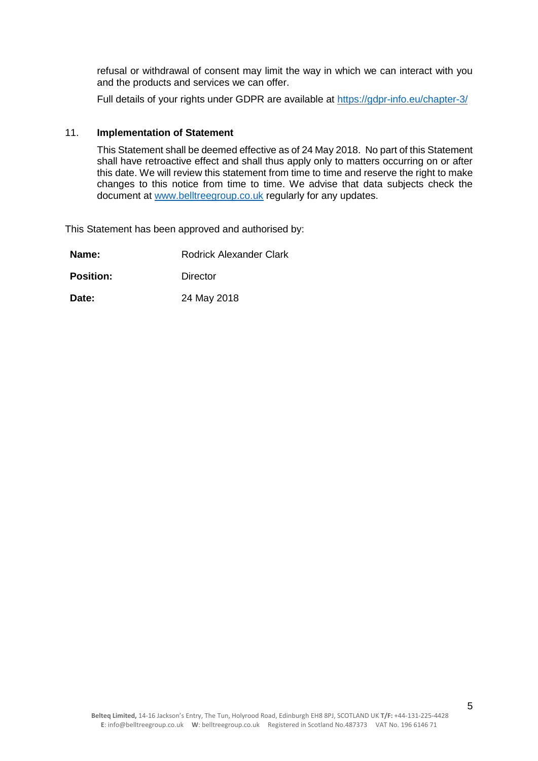refusal or withdrawal of consent may limit the way in which we can interact with you and the products and services we can offer.

Full details of your rights under GDPR are available at https://gdpr-info.eu/chapter-3/

## 11. Implementation of Statement

This Statement shall be deemed effective as of 24 May 2018. No part of this Statement shall have retroactive effect and shall thus apply only to matters occurring on or after this date. We will review this statement from time to time and reserve the right to make changes to this notice from time to time. We advise that data subjects check the document at www.belltreegroup.co.uk regularly for any updates.

This Statement has been approved and authorised by:

| | |
|---|---|
| **Name:** | Rodrick Alexander Clark |
| **Position:** | Director |
| **Date:** | 24 May 2018 |